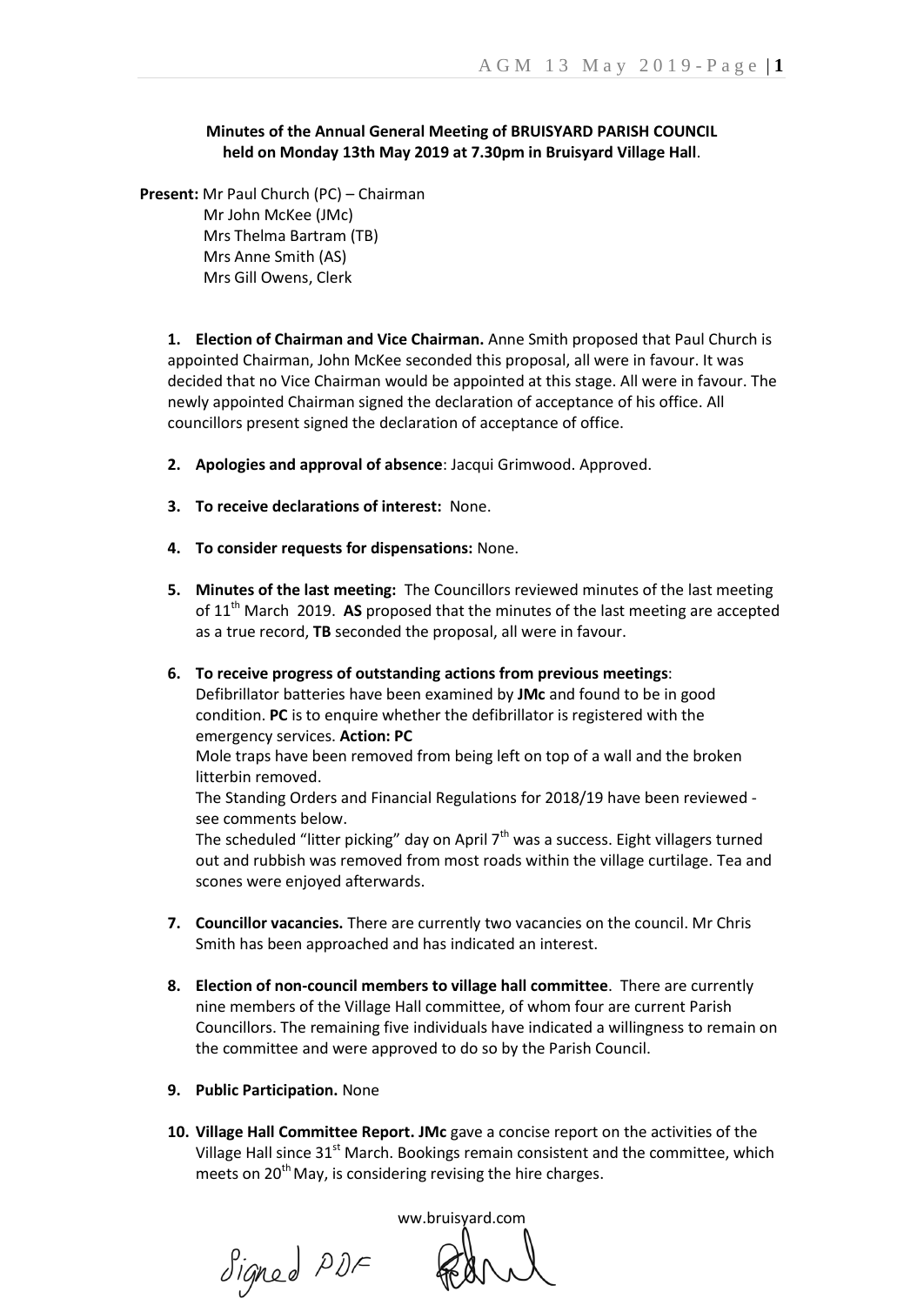**Minutes of the Annual General Meeting of BRUISYARD PARISH COUNCIL held on Monday 13th May 2019 at 7.30pm in Bruisyard Village Hall**.

**Present:** Mr Paul Church (PC) – Chairman
Mr John McKee (JMc)
Mrs Thelma Bartram (TB)
Mrs Anne Smith (AS)
Mrs Gill Owens, Clerk

1. **Election of Chairman and Vice Chairman.** Anne Smith proposed that Paul Church is appointed Chairman, John McKee seconded this proposal, all were in favour. It was decided that no Vice Chairman would be appointed at this stage. All were in favour. The newly appointed Chairman signed the declaration of acceptance of his office. All councillors present signed the declaration of acceptance of office.

2. **Apologies and approval of absence**: Jacqui Grimwood. Approved.

3. **To receive declarations of interest:** None.

4. **To consider requests for dispensations:** None.

5. **Minutes of the last meeting:** The Councillors reviewed minutes of the last meeting of 11th March 2019. **AS** proposed that the minutes of the last meeting are accepted as a true record, **TB** seconded the proposal, all were in favour.

6. **To receive progress of outstanding actions from previous meetings**:
Defibrillator batteries have been examined by **JMc** and found to be in good condition. **PC** is to enquire whether the defibrillator is registered with the emergency services. **Action: PC**
Mole traps have been removed from being left on top of a wall and the broken litterbin removed.
The Standing Orders and Financial Regulations for 2018/19 have been reviewed - see comments below.
The scheduled "litter picking" day on April 7th was a success. Eight villagers turned out and rubbish was removed from most roads within the village curtilage. Tea and scones were enjoyed afterwards.

7. **Councillor vacancies.** There are currently two vacancies on the council. Mr Chris Smith has been approached and has indicated an interest.

8. **Election of non-council members to village hall committee**. There are currently nine members of the Village Hall committee, of whom four are current Parish Councillors. The remaining five individuals have indicated a willingness to remain on the committee and were approved to do so by the Parish Council.

9. **Public Participation.** None

10. **Village Hall Committee Report. JMc** gave a concise report on the activities of the Village Hall since 31st March. Bookings remain consistent and the committee, which meets on 20th May, is considering revising the hire charges.

ww.bruisyard.com

Signed PDF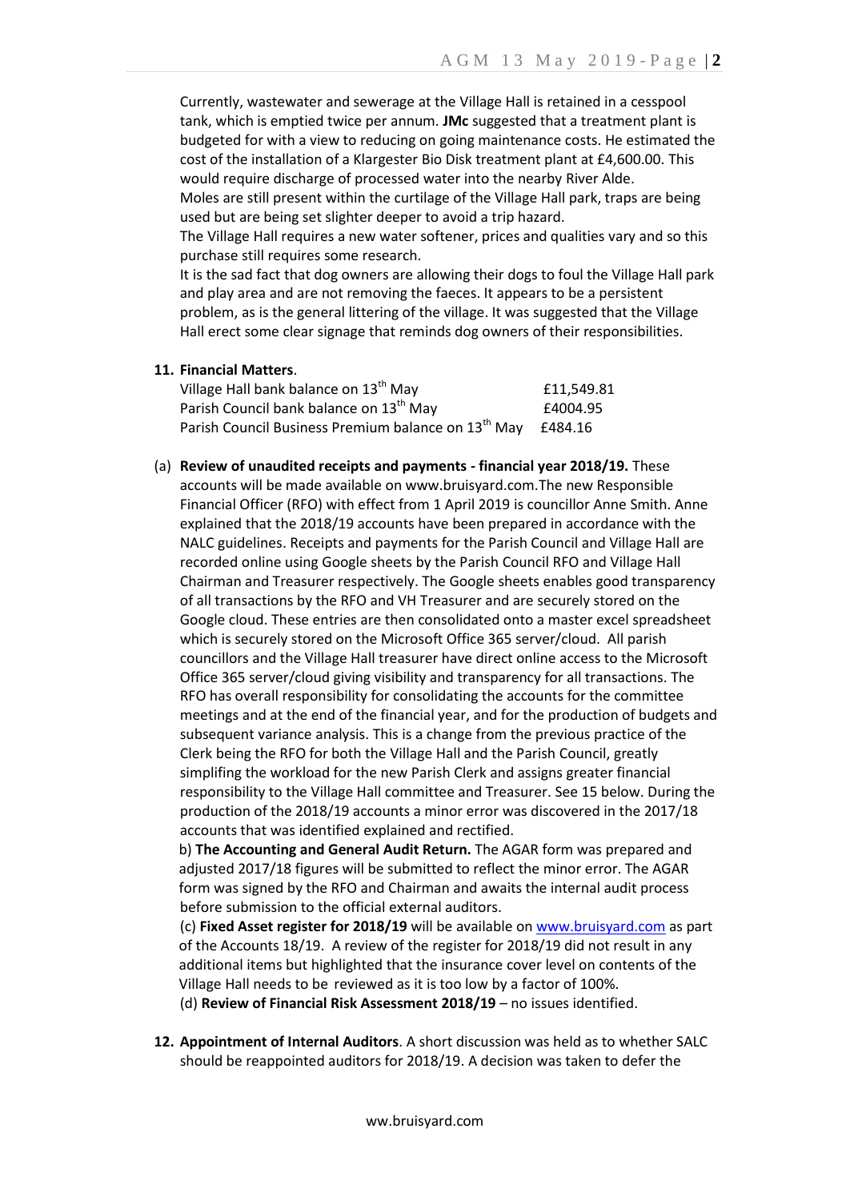Currently, wastewater and sewerage at the Village Hall is retained in a cesspool tank, which is emptied twice per annum. **JMc** suggested that a treatment plant is budgeted for with a view to reducing on going maintenance costs. He estimated the cost of the installation of a Klargester Bio Disk treatment plant at £4,600.00. This would require discharge of processed water into the nearby River Alde.

Moles are still present within the curtilage of the Village Hall park, traps are being used but are being set slighter deeper to avoid a trip hazard.

The Village Hall requires a new water softener, prices and qualities vary and so this purchase still requires some research.

It is the sad fact that dog owners are allowing their dogs to foul the Village Hall park and play area and are not removing the faeces. It appears to be a persistent problem, as is the general littering of the village. It was suggested that the Village Hall erect some clear signage that reminds dog owners of their responsibilities.

**11. Financial Matters**.

| | |
|---|---|
| Village Hall bank balance on 13th May | £11,549.81 |
| Parish Council bank balance on 13th May | £4004.95 |
| Parish Council Business Premium balance on 13th May | £484.16 |

(a) **Review of unaudited receipts and payments - financial year 2018/19.** These accounts will be made available on www.bruisyard.com.The new Responsible Financial Officer (RFO) with effect from 1 April 2019 is councillor Anne Smith. Anne explained that the 2018/19 accounts have been prepared in accordance with the NALC guidelines. Receipts and payments for the Parish Council and Village Hall are recorded online using Google sheets by the Parish Council RFO and Village Hall Chairman and Treasurer respectively. The Google sheets enables good transparency of all transactions by the RFO and VH Treasurer and are securely stored on the Google cloud. These entries are then consolidated onto a master excel spreadsheet which is securely stored on the Microsoft Office 365 server/cloud. All parish councillors and the Village Hall treasurer have direct online access to the Microsoft Office 365 server/cloud giving visibility and transparency for all transactions. The RFO has overall responsibility for consolidating the accounts for the committee meetings and at the end of the financial year, and for the production of budgets and subsequent variance analysis. This is a change from the previous practice of the Clerk being the RFO for both the Village Hall and the Parish Council, greatly simplifing the workload for the new Parish Clerk and assigns greater financial responsibility to the Village Hall committee and Treasurer. See 15 below. During the production of the 2018/19 accounts a minor error was discovered in the 2017/18 accounts that was identified explained and rectified.

b) **The Accounting and General Audit Return.** The AGAR form was prepared and adjusted 2017/18 figures will be submitted to reflect the minor error. The AGAR form was signed by the RFO and Chairman and awaits the internal audit process before submission to the official external auditors.

(c) **Fixed Asset register for 2018/19** will be available on www.bruisyard.com as part of the Accounts 18/19. A review of the register for 2018/19 did not result in any additional items but highlighted that the insurance cover level on contents of the Village Hall needs to be reviewed as it is too low by a factor of 100%.

(d) **Review of Financial Risk Assessment 2018/19** – no issues identified.

**12. Appointment of Internal Auditors**. A short discussion was held as to whether SALC should be reappointed auditors for 2018/19. A decision was taken to defer the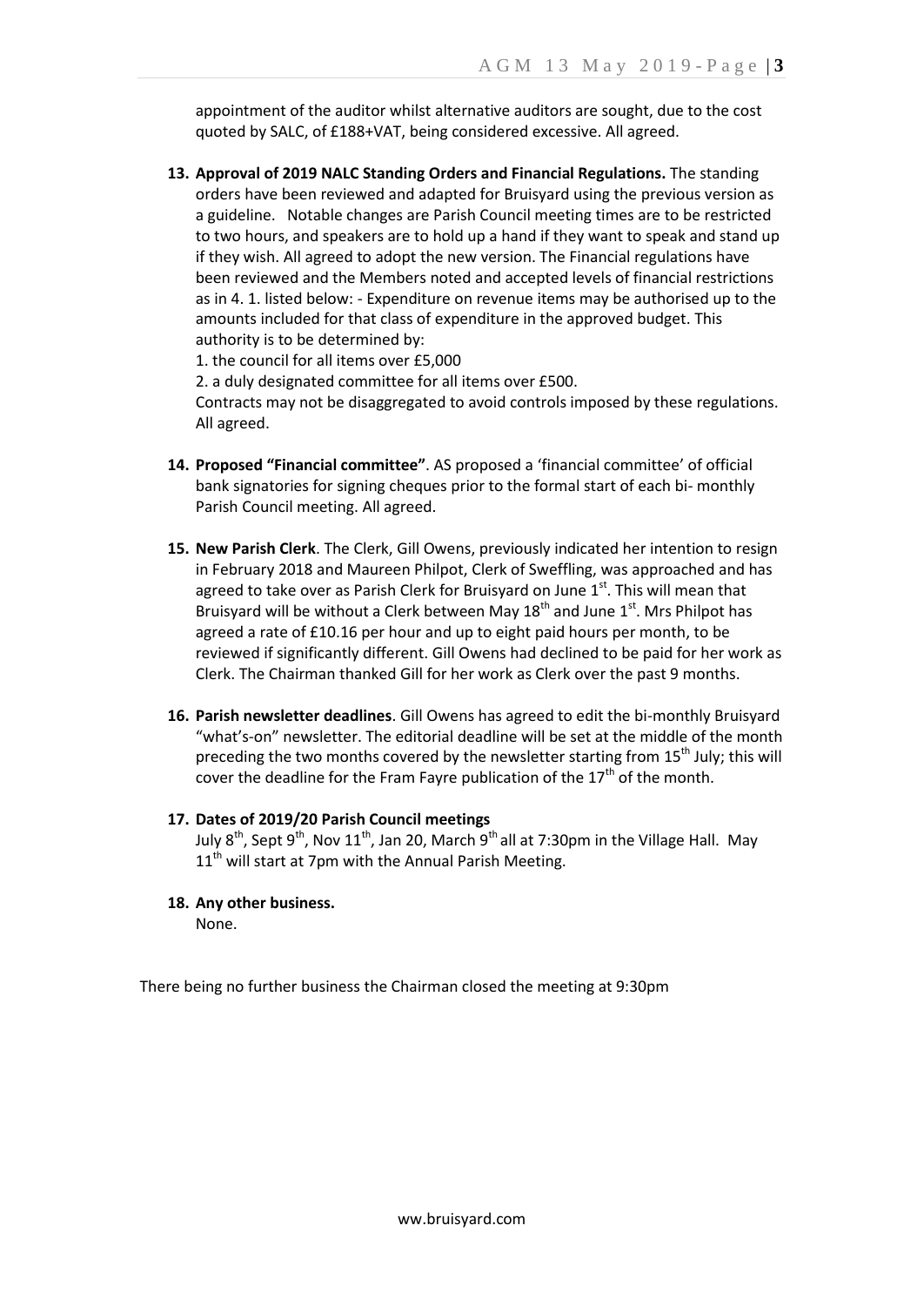appointment of the auditor whilst alternative auditors are sought, due to the cost quoted by SALC, of £188+VAT, being considered excessive. All agreed.

13. **Approval of 2019 NALC Standing Orders and Financial Regulations.** The standing orders have been reviewed and adapted for Bruisyard using the previous version as a guideline. Notable changes are Parish Council meeting times are to be restricted to two hours, and speakers are to hold up a hand if they want to speak and stand up if they wish. All agreed to adopt the new version. The Financial regulations have been reviewed and the Members noted and accepted levels of financial restrictions as in 4. 1. listed below: - Expenditure on revenue items may be authorised up to the amounts included for that class of expenditure in the approved budget. This authority is to be determined by:
    1. the council for all items over £5,000
    2. a duly designated committee for all items over £500.

    Contracts may not be disaggregated to avoid controls imposed by these regulations. All agreed.

14. **Proposed "Financial committee"**. AS proposed a 'financial committee' of official bank signatories for signing cheques prior to the formal start of each bi- monthly Parish Council meeting. All agreed.

15. **New Parish Clerk**. The Clerk, Gill Owens, previously indicated her intention to resign in February 2018 and Maureen Philpot, Clerk of Sweffling, was approached and has agreed to take over as Parish Clerk for Bruisyard on June 1st. This will mean that Bruisyard will be without a Clerk between May 18th and June 1st. Mrs Philpot has agreed a rate of £10.16 per hour and up to eight paid hours per month, to be reviewed if significantly different. Gill Owens had declined to be paid for her work as Clerk. The Chairman thanked Gill for her work as Clerk over the past 9 months.

16. **Parish newsletter deadlines**. Gill Owens has agreed to edit the bi-monthly Bruisyard "what's-on" newsletter. The editorial deadline will be set at the middle of the month preceding the two months covered by the newsletter starting from 15th July; this will cover the deadline for the Fram Fayre publication of the 17th of the month.

17. **Dates of 2019/20 Parish Council meetings**

    July 8th, Sept 9th, Nov 11th, Jan 20, March 9th all at 7:30pm in the Village Hall. May 11th will start at 7pm with the Annual Parish Meeting.

18. **Any other business.**

    None.

There being no further business the Chairman closed the meeting at 9:30pm

www.bruisyard.com